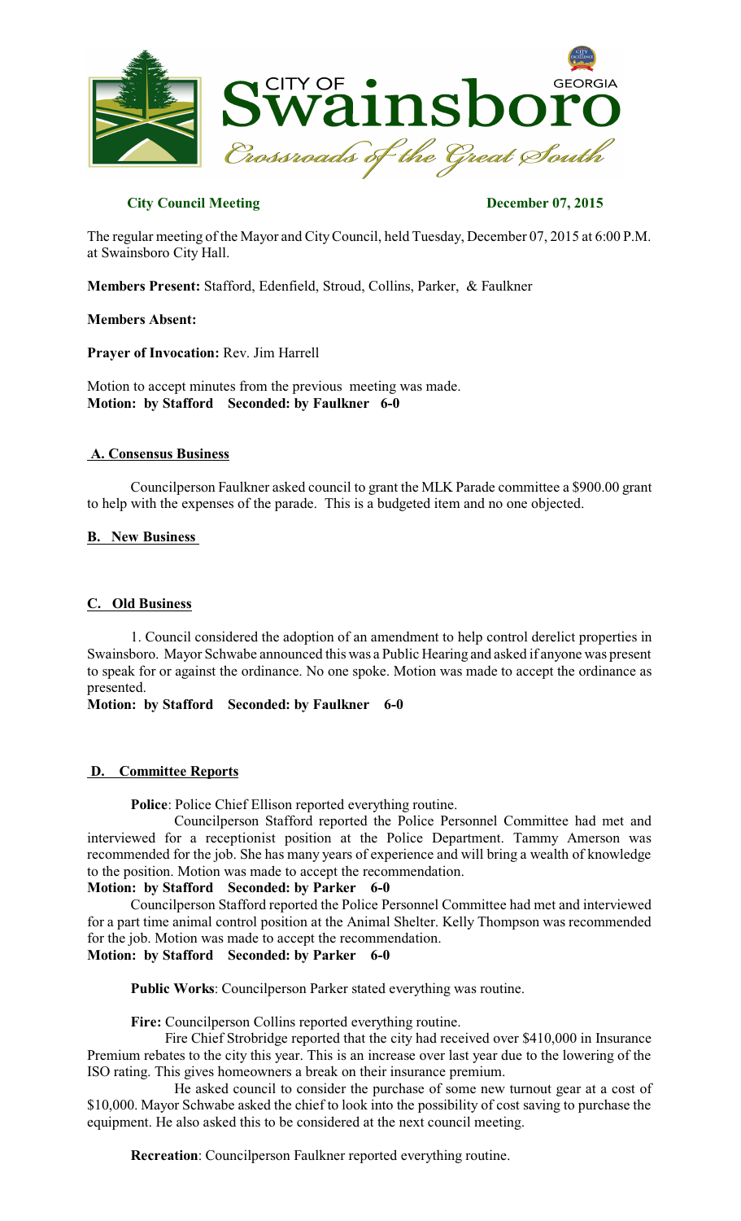**City Council Meeting** **December 07, 2015**

The regular meeting of the Mayor and City Council, held Tuesday, December 07, 2015 at 6:00 P.M. at Swainsboro City Hall.

**Members Present:** Stafford, Edenfield, Stroud, Collins, Parker, & Faulkner

**Members Absent:**

**Prayer of Invocation:** Rev. Jim Harrell

Motion to accept minutes from the previous meeting was made.
**Motion: by Stafford Seconded: by Faulkner 6-0**

## A. Consensus Business

Councilperson Faulkner asked council to grant the MLK Parade committee a $900.00 grant to help with the expenses of the parade. This is a budgeted item and no one objected.

## B. New Business

## C. Old Business

1. Council considered the adoption of an amendment to help control derelict properties in Swainsboro. Mayor Schwabe announced this was a Public Hearing and asked if anyone was present to speak for or against the ordinance. No one spoke. Motion was made to accept the ordinance as presented.

**Motion: by Stafford Seconded: by Faulkner 6-0**

## D. Committee Reports

**Police**: Police Chief Ellison reported everything routine.

Councilperson Stafford reported the Police Personnel Committee had met and interviewed for a receptionist position at the Police Department. Tammy Amerson was recommended for the job. She has many years of experience and will bring a wealth of knowledge to the position. Motion was made to accept the recommendation.

**Motion: by Stafford Seconded: by Parker 6-0**

Councilperson Stafford reported the Police Personnel Committee had met and interviewed for a part time animal control position at the Animal Shelter. Kelly Thompson was recommended for the job. Motion was made to accept the recommendation.

**Motion: by Stafford Seconded: by Parker 6-0**

**Public Works**: Councilperson Parker stated everything was routine.

**Fire:** Councilperson Collins reported everything routine.

Fire Chief Strobridge reported that the city had received over $410,000 in Insurance Premium rebates to the city this year. This is an increase over last year due to the lowering of the ISO rating. This gives homeowners a break on their insurance premium.

He asked council to consider the purchase of some new turnout gear at a cost of $10,000. Mayor Schwabe asked the chief to look into the possibility of cost saving to purchase the equipment. He also asked this to be considered at the next council meeting.

**Recreation**: Councilperson Faulkner reported everything routine.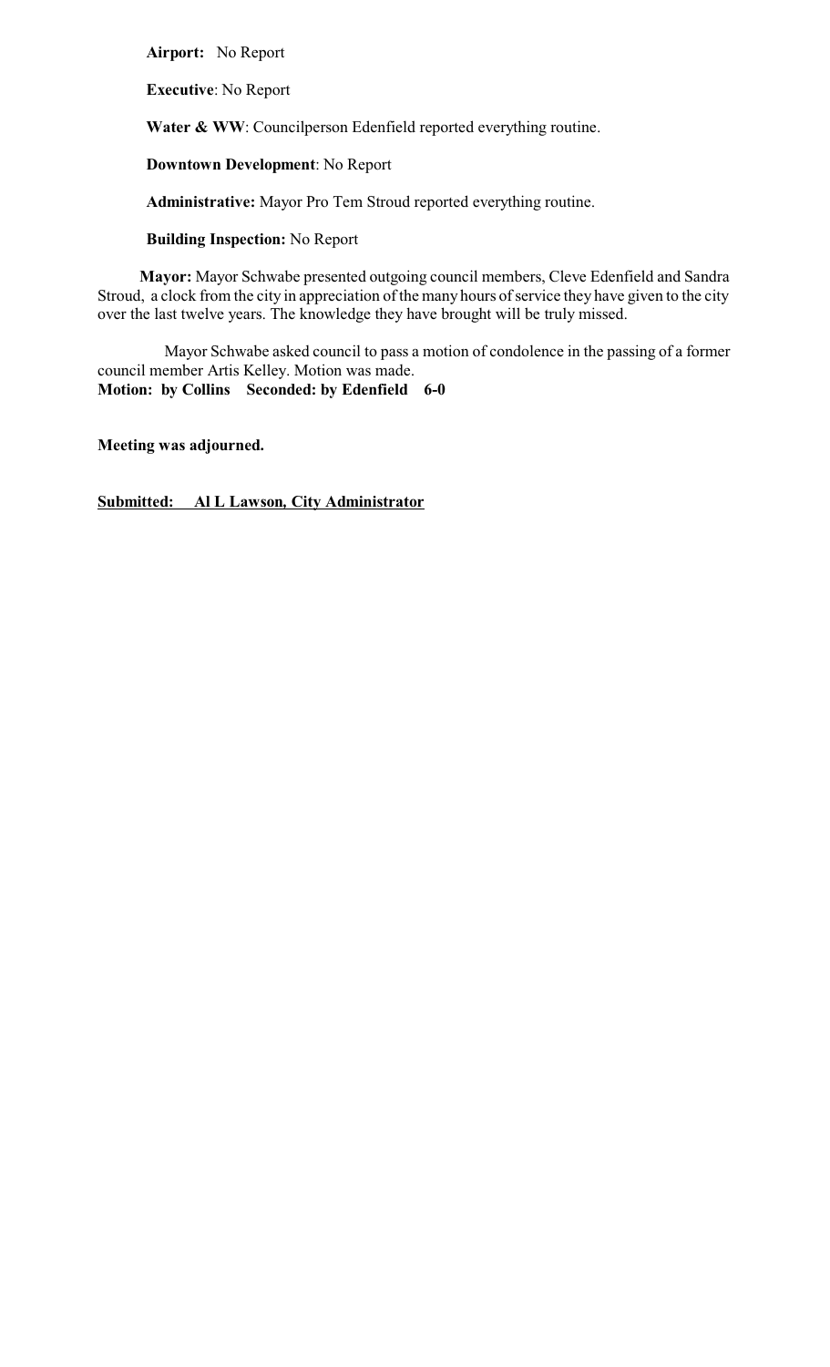**Airport:** No Report

**Executive**: No Report

**Water & WW**: Councilperson Edenfield reported everything routine.

**Downtown Development**: No Report

**Administrative:** Mayor Pro Tem Stroud reported everything routine.

**Building Inspection:** No Report

**Mayor:** Mayor Schwabe presented outgoing council members, Cleve Edenfield and Sandra Stroud, a clock from the city in appreciation of the many hours of service they have given to the city over the last twelve years. The knowledge they have brought will be truly missed.

Mayor Schwabe asked council to pass a motion of condolence in the passing of a former council member Artis Kelley. Motion was made.

**Motion: by Collins Seconded: by Edenfield 6-0**

**Meeting was adjourned.**

**Submitted: Al L Lawson, City Administrator**